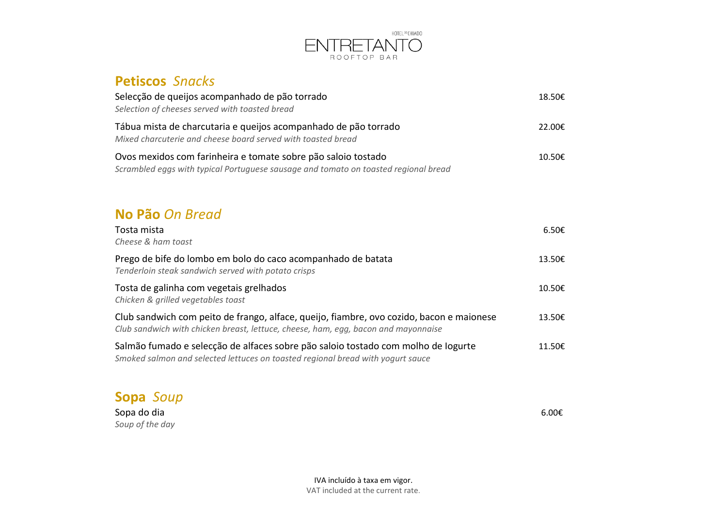HOTEL DO CHIADO

# ENTRETANTO

ROOFTOP BAR

## **Petiscos** *Snacks*

| | |
|---|---|
| Selecção de queijos acompanhado de pão torrado<br>*Selection of cheeses served with toasted bread* | 18.50€ |
| Tábua mista de charcutaria e queijos acompanhado de pão torrado<br>*Mixed charcuterie and cheese board served with toasted bread* | 22.00€ |
| Ovos mexidos com farinheira e tomate sobre pão saloio tostado<br>*Scrambled eggs with typical Portuguese sausage and tomato on toasted regional bread* | 10.50€ |

## **No Pão** *On Bread*

| | |
|---|---|
| Tosta mista<br>*Cheese & ham toast* | 6.50€ |
| Prego de bife do lombo em bolo do caco acompanhado de batata<br>*Tenderloin steak sandwich served with potato crisps* | 13.50€ |
| Tosta de galinha com vegetais grelhados<br>*Chicken & grilled vegetables toast* | 10.50€ |
| Club sandwich com peito de frango, alface, queijo, fiambre, ovo cozido, bacon e maionese<br>*Club sandwich with chicken breast, lettuce, cheese, ham, egg, bacon and mayonnaise* | 13.50€ |
| Salmão fumado e selecção de alfaces sobre pão saloio tostado com molho de Iogurte<br>*Smoked salmon and selected lettuces on toasted regional bread with yogurt sauce* | 11.50€ |

## **Sopa** *Soup*

| | |
|---|---|
| Sopa do dia<br>*Soup of the day* | 6.00€ |

IVA incluído à taxa em vigor.
VAT included at the current rate.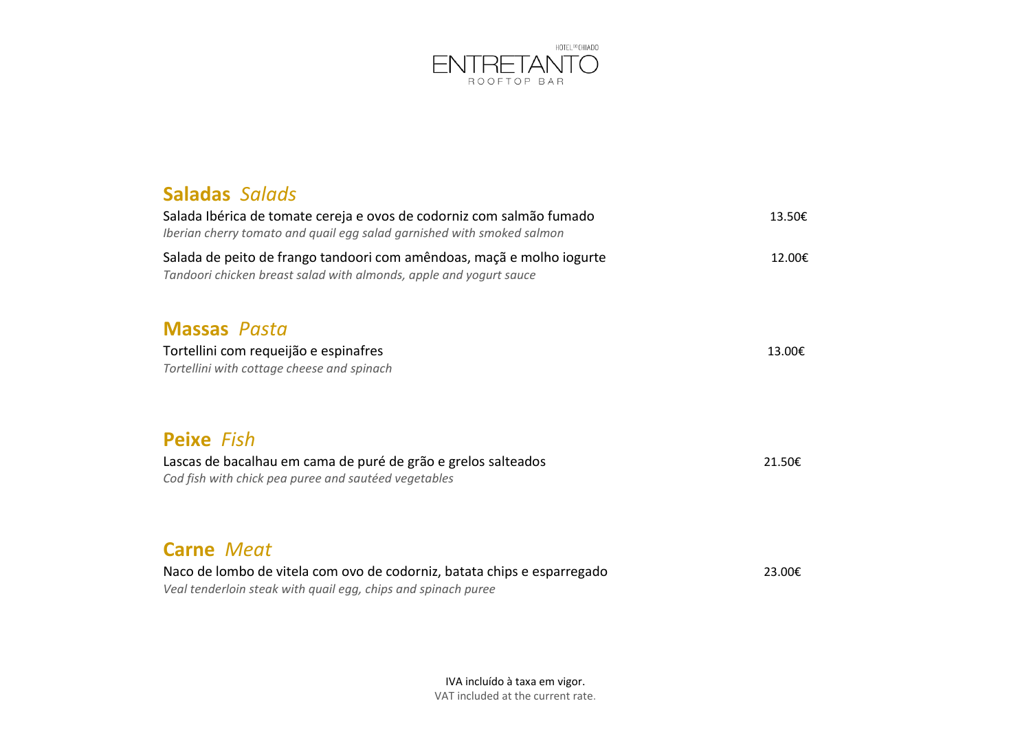HOTEL DO CHIADO
ENTRETANTO
ROOFTOP BAR

## **Saladas** *Salads*

Salada Ibérica de tomate cereja e ovos de codorniz com salmão fumado — 13.50€
*Iberian cherry tomato and quail egg salad garnished with smoked salmon*

Salada de peito de frango tandoori com amêndoas, maçã e molho iogurte — 12.00€
*Tandoori chicken breast salad with almonds, apple and yogurt sauce*

## **Massas** *Pasta*

Tortellini com requeijão e espinafres — 13.00€
*Tortellini with cottage cheese and spinach*

## **Peixe** *Fish*

Lascas de bacalhau em cama de puré de grão e grelos salteados — 21.50€
*Cod fish with chick pea puree and sautéed vegetables*

## **Carne** *Meat*

Naco de lombo de vitela com ovo de codorniz, batata chips e esparregado — 23.00€
*Veal tenderloin steak with quail egg, chips and spinach puree*

IVA incluído à taxa em vigor.
VAT included at the current rate.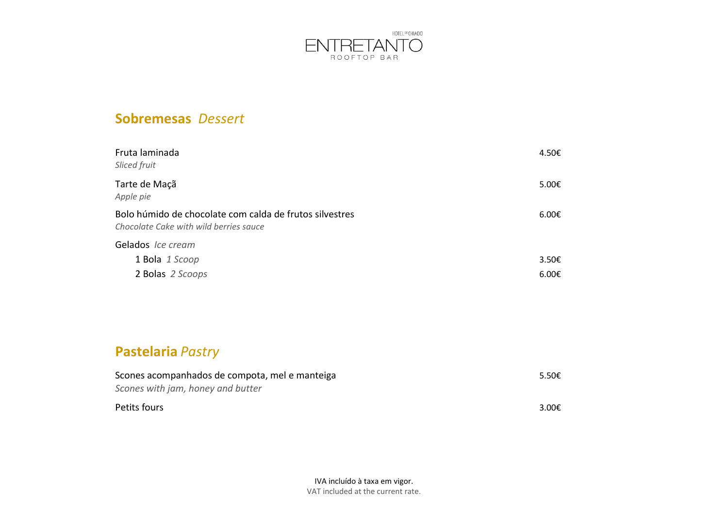HOTEL DO CHIADO
ENTRETANTO
ROOFTOP BAR

## **Sobremesas** *Dessert*

| | |
|---|---|
| Fruta laminada<br>*Sliced fruit* | 4.50€ |
| Tarte de Maçã<br>*Apple pie* | 5.00€ |
| Bolo húmido de chocolate com calda de frutos silvestres<br>*Chocolate Cake with wild berries sauce* | 6.00€ |
| Gelados *Ice cream* | |
| 1 Bola *1 Scoop* | 3.50€ |
| 2 Bolas *2 Scoops* | 6.00€ |

## **Pastelaria** *Pastry*

| | |
|---|---|
| Scones acompanhados de compota, mel e manteiga<br>*Scones with jam, honey and butter* | 5.50€ |
| Petits fours | 3.00€ |

IVA incluído à taxa em vigor.
VAT included at the current rate.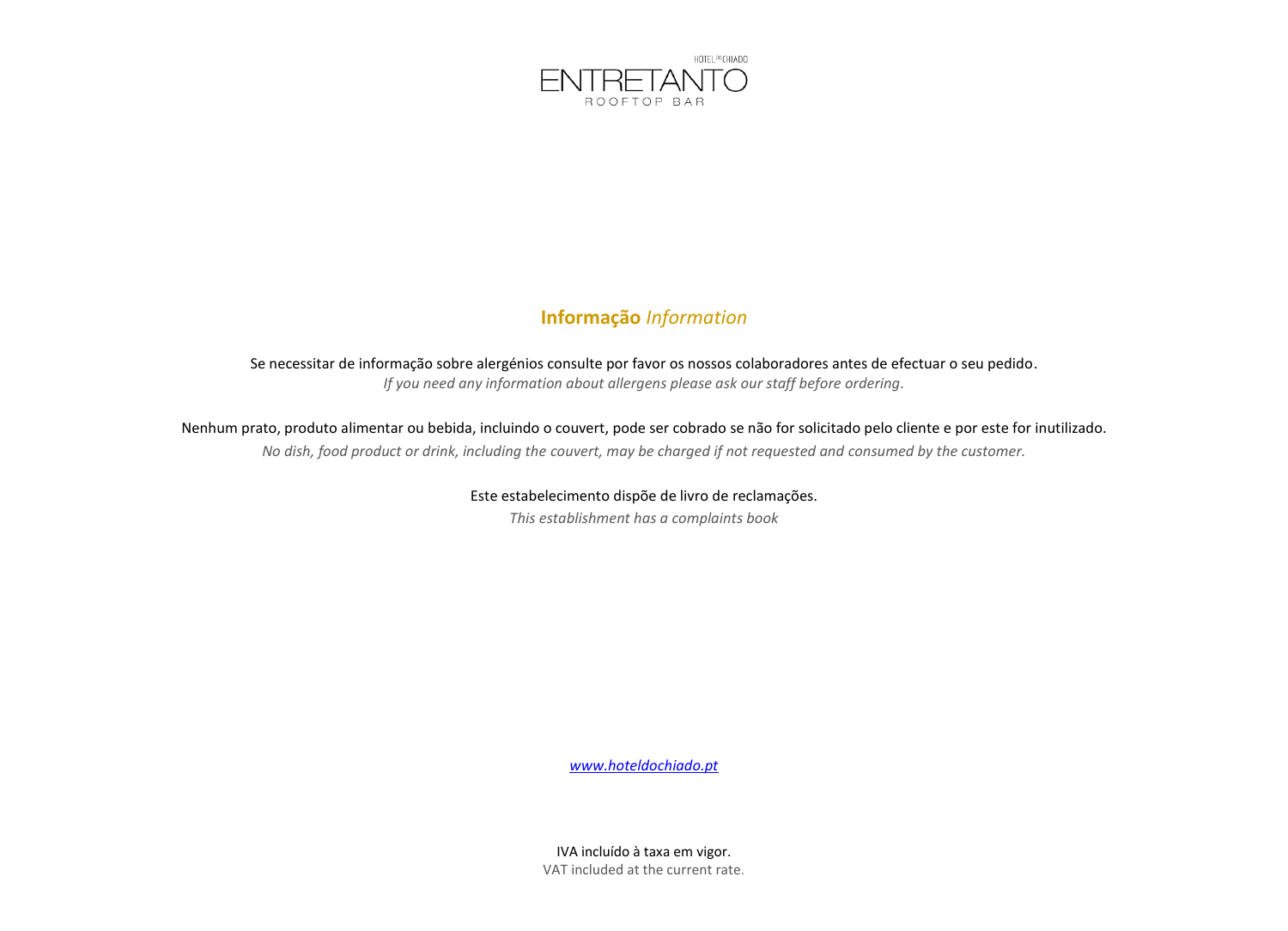HOTEL DO CHIADO

ENTRETANTO

ROOFTOP BAR

## **Informação** *Information*

Se necessitar de informação sobre alergénios consulte por favor os nossos colaboradores antes de efectuar o seu pedido.

*If you need any information about allergens please ask our staff before ordering.*

Nenhum prato, produto alimentar ou bebida, incluindo o couvert, pode ser cobrado se não for solicitado pelo cliente e por este for inutilizado.

*No dish, food product or drink, including the couvert, may be charged if not requested and consumed by the customer.*

Este estabelecimento dispõe de livro de reclamações.

*This establishment has a complaints book*

*www.hoteldochiado.pt*

IVA incluído à taxa em vigor.

VAT included at the current rate.